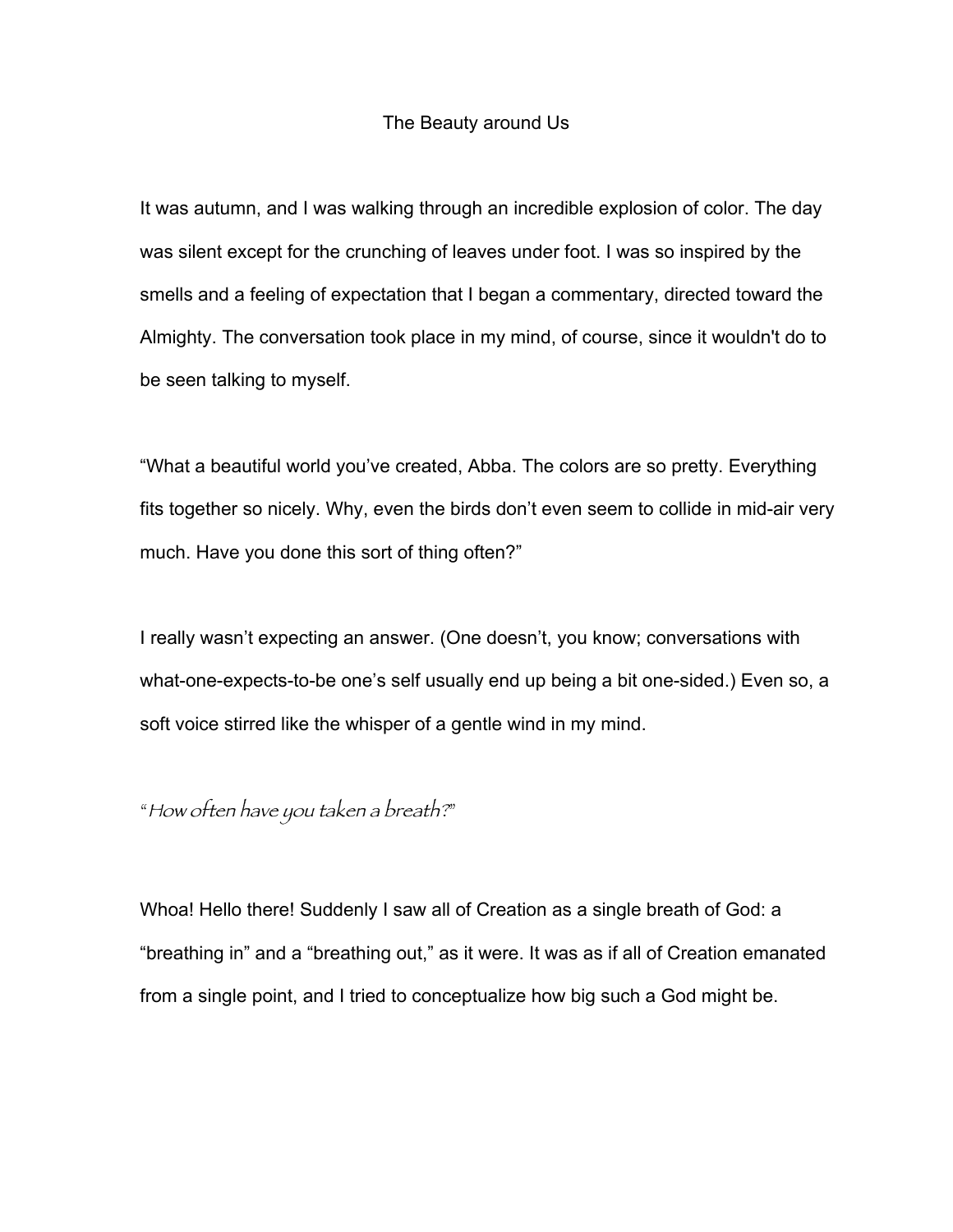# The Beauty around Us

It was autumn, and I was walking through an incredible explosion of color. The day was silent except for the crunching of leaves under foot. I was so inspired by the smells and a feeling of expectation that I began a commentary, directed toward the Almighty. The conversation took place in my mind, of course, since it wouldn't do to be seen talking to myself.

"What a beautiful world you've created, Abba. The colors are so pretty. Everything fits together so nicely. Why, even the birds don't even seem to collide in mid-air very much. Have you done this sort of thing often?"

I really wasn't expecting an answer. (One doesn't, you know; conversations with what-one-expects-to-be one's self usually end up being a bit one-sided.) Even so, a soft voice stirred like the whisper of a gentle wind in my mind.

*"How often have you taken a breath?"*

Whoa! Hello there! Suddenly I saw all of Creation as a single breath of God: a "breathing in" and a "breathing out," as it were. It was as if all of Creation emanated from a single point, and I tried to conceptualize how big such a God might be.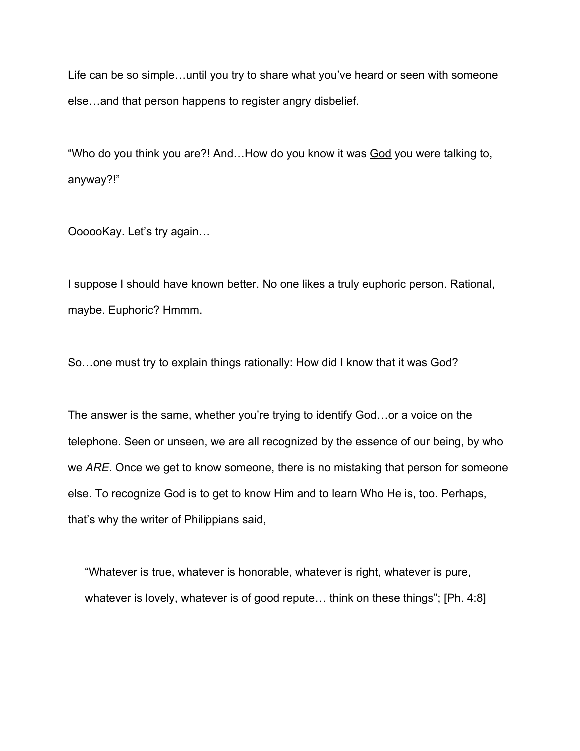Life can be so simple…until you try to share what you've heard or seen with someone else…and that person happens to register angry disbelief.

"Who do you think you are?! And…How do you know it was <u>God</u> you were talking to, anyway?!"

OooooKay. Let's try again…

I suppose I should have known better. No one likes a truly euphoric person. Rational, maybe. Euphoric? Hmmm.

So…one must try to explain things rationally: How did I know that it was God?

The answer is the same, whether you're trying to identify God…or a voice on the telephone. Seen or unseen, we are all recognized by the essence of our being, by who we *ARE*. Once we get to know someone, there is no mistaking that person for someone else. To recognize God is to get to know Him and to learn Who He is, too. Perhaps, that's why the writer of Philippians said,

> "Whatever is true, whatever is honorable, whatever is right, whatever is pure, whatever is lovely, whatever is of good repute… think on these things"; [Ph. 4:8]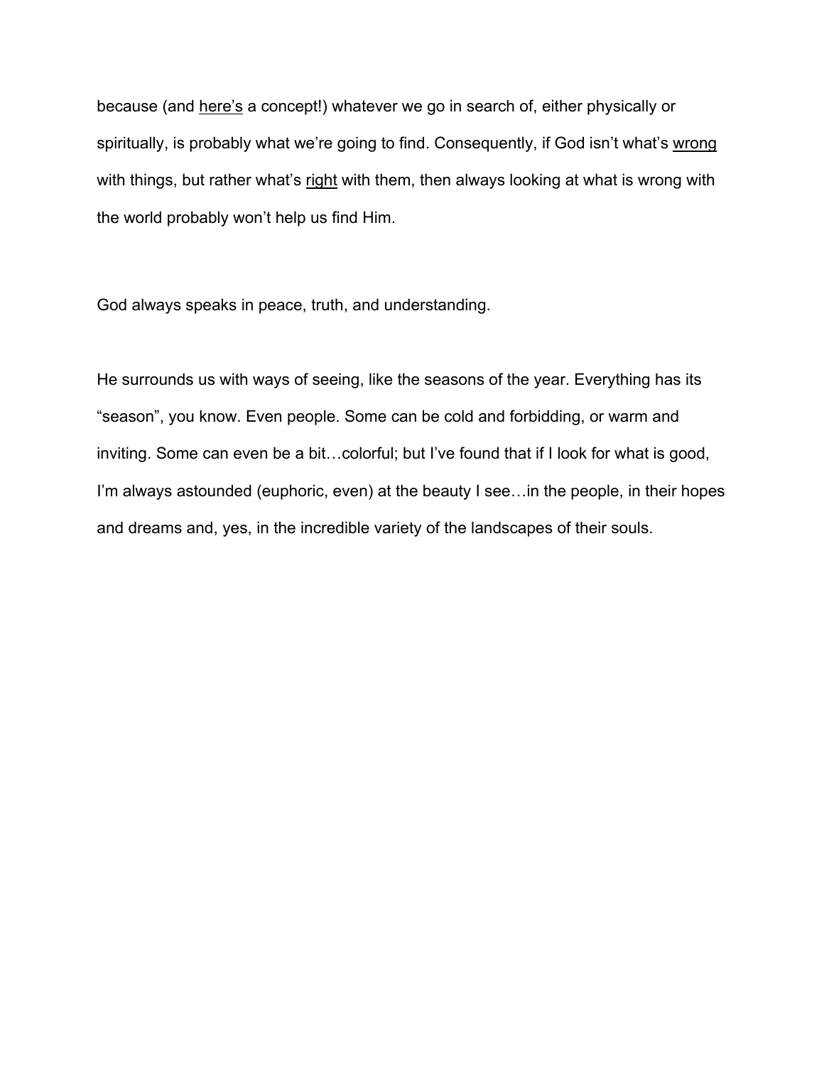because (and <u>here's</u> a concept!) whatever we go in search of, either physically or spiritually, is probably what we're going to find. Consequently, if God isn't what's <u>wrong</u> with things, but rather what's <u>right</u> with them, then always looking at what is wrong with the world probably won't help us find Him.

God always speaks in peace, truth, and understanding.

He surrounds us with ways of seeing, like the seasons of the year. Everything has its "season", you know. Even people. Some can be cold and forbidding, or warm and inviting. Some can even be a bit…colorful; but I've found that if I look for what is good, I'm always astounded (euphoric, even) at the beauty I see…in the people, in their hopes and dreams and, yes, in the incredible variety of the landscapes of their souls.